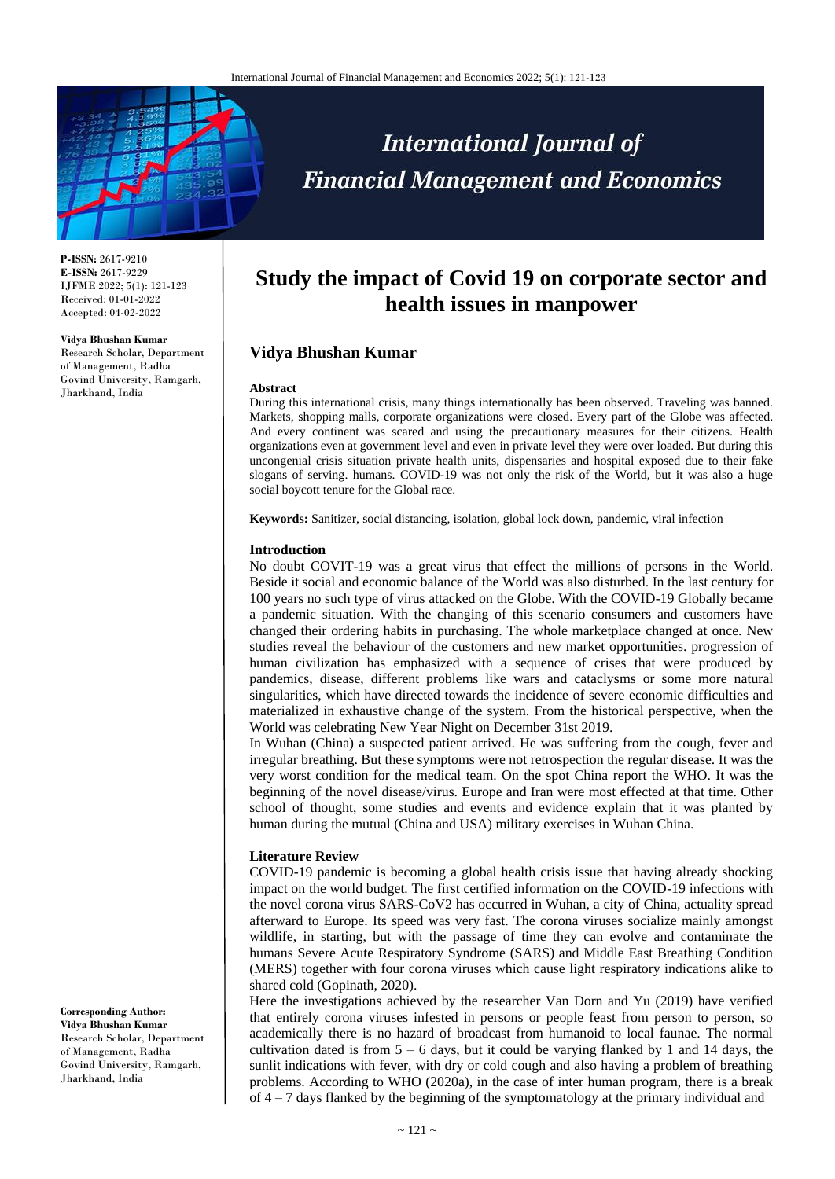# Study the impact of Covid 19 on corporate sector and health issues in manpower

**P-ISSN:** 2617-9210
**E-ISSN:** 2617-9229
IJFME 2022; 5(1): 121-123
Received: 01-01-2022
Accepted: 04-02-2022

**Vidya Bhushan Kumar**
Research Scholar, Department of Management, Radha Govind University, Ramgarh, Jharkhand, India

**Corresponding Author:**
**Vidya Bhushan Kumar**
Research Scholar, Department of Management, Radha Govind University, Ramgarh, Jharkhand, India

## Vidya Bhushan Kumar

### Abstract

During this international crisis, many things internationally has been observed. Traveling was banned. Markets, shopping malls, corporate organizations were closed. Every part of the Globe was affected. And every continent was scared and using the precautionary measures for their citizens. Health organizations even at government level and even in private level they were over loaded. But during this uncongenial crisis situation private health units, dispensaries and hospital exposed due to their fake slogans of serving. humans. COVID-19 was not only the risk of the World, but it was also a huge social boycott tenure for the Global race.

**Keywords:** Sanitizer, social distancing, isolation, global lock down, pandemic, viral infection

### Introduction

No doubt COVIT-19 was a great virus that effect the millions of persons in the World. Beside it social and economic balance of the World was also disturbed. In the last century for 100 years no such type of virus attacked on the Globe. With the COVID-19 Globally became a pandemic situation. With the changing of this scenario consumers and customers have changed their ordering habits in purchasing. The whole marketplace changed at once. New studies reveal the behaviour of the customers and new market opportunities. progression of human civilization has emphasized with a sequence of crises that were produced by pandemics, disease, different problems like wars and cataclysms or some more natural singularities, which have directed towards the incidence of severe economic difficulties and materialized in exhaustive change of the system. From the historical perspective, when the World was celebrating New Year Night on December 31st 2019.

In Wuhan (China) a suspected patient arrived. He was suffering from the cough, fever and irregular breathing. But these symptoms were not retrospection the regular disease. It was the very worst condition for the medical team. On the spot China report the WHO. It was the beginning of the novel disease/virus. Europe and Iran were most effected at that time. Other school of thought, some studies and events and evidence explain that it was planted by human during the mutual (China and USA) military exercises in Wuhan China.

### Literature Review

COVID-19 pandemic is becoming a global health crisis issue that having already shocking impact on the world budget. The first certified information on the COVID-19 infections with the novel corona virus SARS-CoV2 has occurred in Wuhan, a city of China, actuality spread afterward to Europe. Its speed was very fast. The corona viruses socialize mainly amongst wildlife, in starting, but with the passage of time they can evolve and contaminate the humans Severe Acute Respiratory Syndrome (SARS) and Middle East Breathing Condition (MERS) together with four corona viruses which cause light respiratory indications alike to shared cold (Gopinath, 2020).

Here the investigations achieved by the researcher Van Dorn and Yu (2019) have verified that entirely corona viruses infested in persons or people feast from person to person, so academically there is no hazard of broadcast from humanoid to local faunae. The normal cultivation dated is from 5 – 6 days, but it could be varying flanked by 1 and 14 days, the sunlit indications with fever, with dry or cold cough and also having a problem of breathing problems. According to WHO (2020a), in the case of inter human program, there is a break of 4 – 7 days flanked by the beginning of the symptomatology at the primary individual and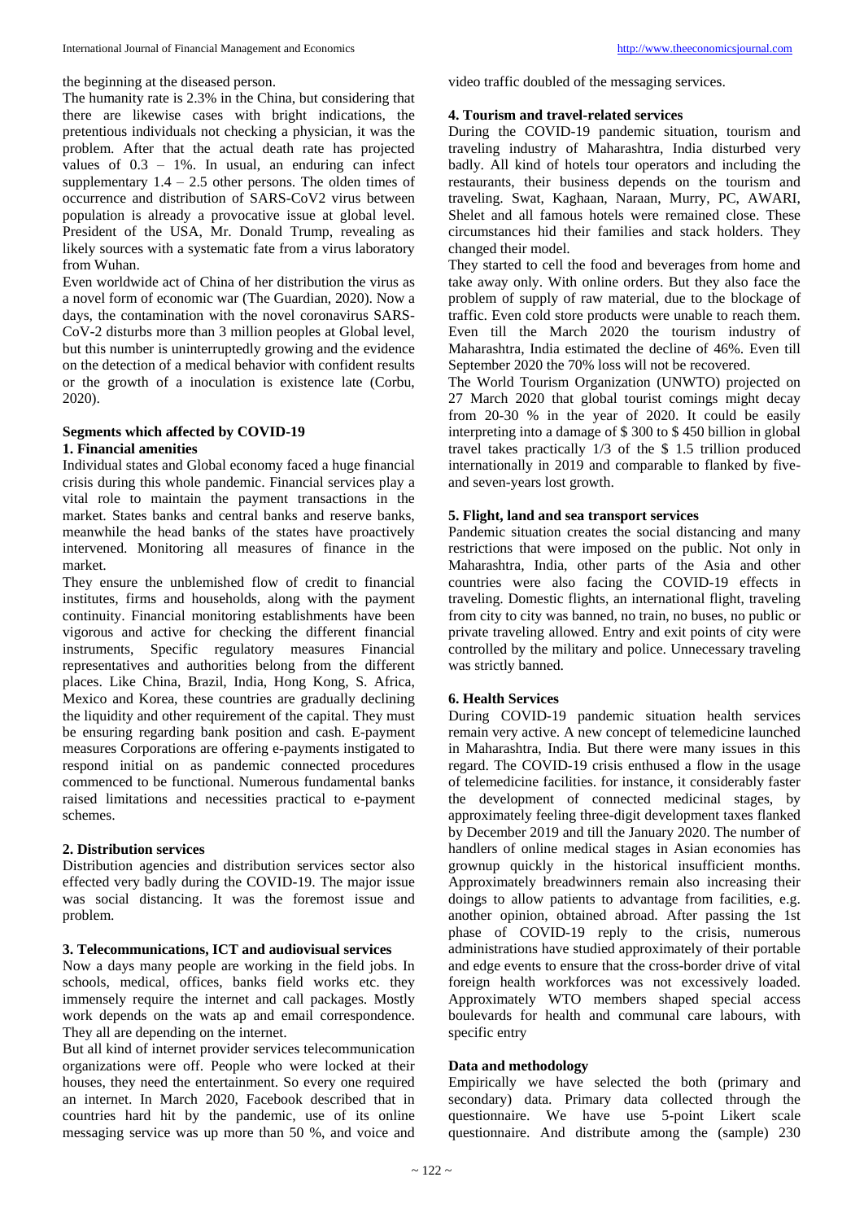the beginning at the diseased person.

The humanity rate is 2.3% in the China, but considering that there are likewise cases with bright indications, the pretentious individuals not checking a physician, it was the problem. After that the actual death rate has projected values of 0.3 – 1%. In usual, an enduring can infect supplementary 1.4 – 2.5 other persons. The olden times of occurrence and distribution of SARS-CoV2 virus between population is already a provocative issue at global level. President of the USA, Mr. Donald Trump, revealing as likely sources with a systematic fate from a virus laboratory from Wuhan.

Even worldwide act of China of her distribution the virus as a novel form of economic war (The Guardian, 2020). Now a days, the contamination with the novel coronavirus SARS-CoV-2 disturbs more than 3 million peoples at Global level, but this number is uninterruptedly growing and the evidence on the detection of a medical behavior with confident results or the growth of a inoculation is existence late (Corbu, 2020).

## Segments which affected by COVID-19

### 1. Financial amenities

Individual states and Global economy faced a huge financial crisis during this whole pandemic. Financial services play a vital role to maintain the payment transactions in the market. States banks and central banks and reserve banks, meanwhile the head banks of the states have proactively intervened. Monitoring all measures of finance in the market.

They ensure the unblemished flow of credit to financial institutes, firms and households, along with the payment continuity. Financial monitoring establishments have been vigorous and active for checking the different financial instruments, Specific regulatory measures Financial representatives and authorities belong from the different places. Like China, Brazil, India, Hong Kong, S. Africa, Mexico and Korea, these countries are gradually declining the liquidity and other requirement of the capital. They must be ensuring regarding bank position and cash. E-payment measures Corporations are offering e-payments instigated to respond initial on as pandemic connected procedures commenced to be functional. Numerous fundamental banks raised limitations and necessities practical to e-payment schemes.

### 2. Distribution services

Distribution agencies and distribution services sector also effected very badly during the COVID-19. The major issue was social distancing. It was the foremost issue and problem.

### 3. Telecommunications, ICT and audiovisual services

Now a days many people are working in the field jobs. In schools, medical, offices, banks field works etc. they immensely require the internet and call packages. Mostly work depends on the wats ap and email correspondence. They all are depending on the internet.

But all kind of internet provider services telecommunication organizations were off. People who were locked at their houses, they need the entertainment. So every one required an internet. In March 2020, Facebook described that in countries hard hit by the pandemic, use of its online messaging service was up more than 50 %, and voice and video traffic doubled of the messaging services.

### 4. Tourism and travel-related services

During the COVID-19 pandemic situation, tourism and traveling industry of Maharashtra, India disturbed very badly. All kind of hotels tour operators and including the restaurants, their business depends on the tourism and traveling. Swat, Kaghaan, Naraan, Murry, PC, AWARI, Shelet and all famous hotels were remained close. These circumstances hid their families and stack holders. They changed their model.

They started to cell the food and beverages from home and take away only. With online orders. But they also face the problem of supply of raw material, due to the blockage of traffic. Even cold store products were unable to reach them. Even till the March 2020 the tourism industry of Maharashtra, India estimated the decline of 46%. Even till September 2020 the 70% loss will not be recovered.

The World Tourism Organization (UNWTO) projected on 27 March 2020 that global tourist comings might decay from 20-30 % in the year of 2020. It could be easily interpreting into a damage of $ 300 to $ 450 billion in global travel takes practically 1/3 of the $ 1.5 trillion produced internationally in 2019 and comparable to flanked by five- and seven-years lost growth.

### 5. Flight, land and sea transport services

Pandemic situation creates the social distancing and many restrictions that were imposed on the public. Not only in Maharashtra, India, other parts of the Asia and other countries were also facing the COVID-19 effects in traveling. Domestic flights, an international flight, traveling from city to city was banned, no train, no buses, no public or private traveling allowed. Entry and exit points of city were controlled by the military and police. Unnecessary traveling was strictly banned.

### 6. Health Services

During COVID-19 pandemic situation health services remain very active. A new concept of telemedicine launched in Maharashtra, India. But there were many issues in this regard. The COVID-19 crisis enthused a flow in the usage of telemedicine facilities. for instance, it considerably faster the development of connected medicinal stages, by approximately feeling three-digit development taxes flanked by December 2019 and till the January 2020. The number of handlers of online medical stages in Asian economies has grownup quickly in the historical insufficient months. Approximately breadwinners remain also increasing their doings to allow patients to advantage from facilities, e.g. another opinion, obtained abroad. After passing the 1st phase of COVID-19 reply to the crisis, numerous administrations have studied approximately of their portable and edge events to ensure that the cross-border drive of vital foreign health workforces was not excessively loaded. Approximately WTO members shaped special access boulevards for health and communal care labours, with specific entry

## Data and methodology

Empirically we have selected the both (primary and secondary) data. Primary data collected through the questionnaire. We have use 5-point Likert scale questionnaire. And distribute among the (sample) 230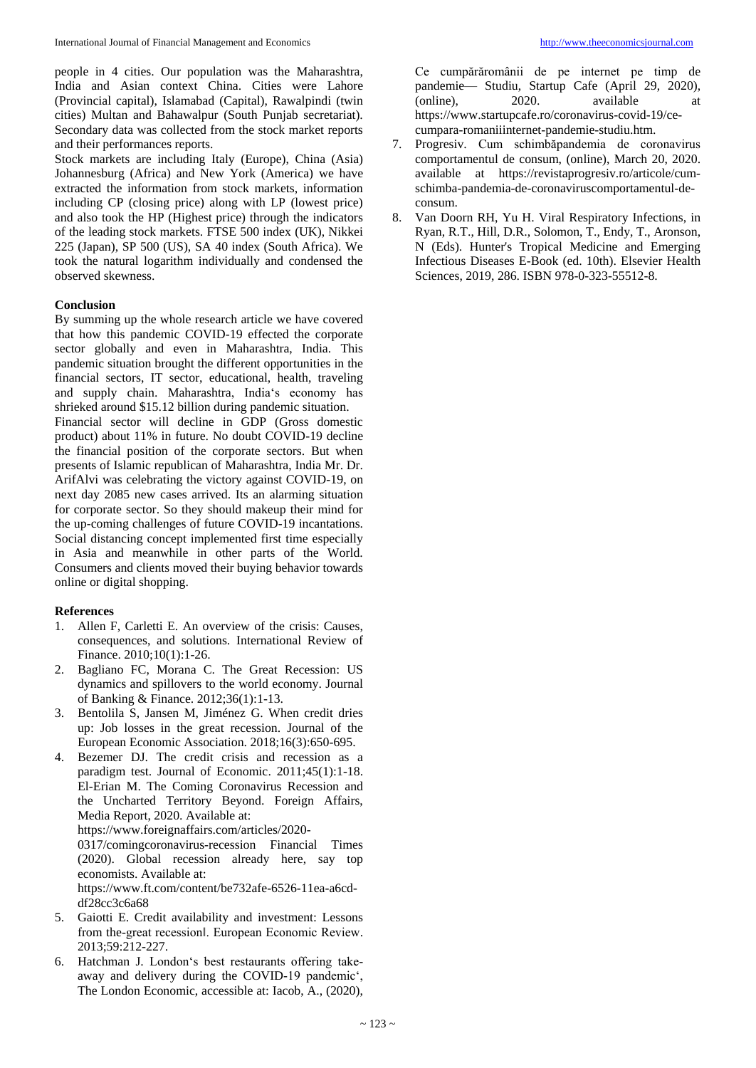people in 4 cities. Our population was the Maharashtra, India and Asian context China. Cities were Lahore (Provincial capital), Islamabad (Capital), Rawalpindi (twin cities) Multan and Bahawalpur (South Punjab secretariat). Secondary data was collected from the stock market reports and their performances reports.

Stock markets are including Italy (Europe), China (Asia) Johannesburg (Africa) and New York (America) we have extracted the information from stock markets, information including CP (closing price) along with LP (lowest price) and also took the HP (Highest price) through the indicators of the leading stock markets. FTSE 500 index (UK), Nikkei 225 (Japan), SP 500 (US), SA 40 index (South Africa). We took the natural logarithm individually and condensed the observed skewness.

### Conclusion

By summing up the whole research article we have covered that how this pandemic COVID-19 effected the corporate sector globally and even in Maharashtra, India. This pandemic situation brought the different opportunities in the financial sectors, IT sector, educational, health, traveling and supply chain. Maharashtra, India's economy has shrieked around \$15.12 billion during pandemic situation.

Financial sector will decline in GDP (Gross domestic product) about 11% in future. No doubt COVID-19 decline the financial position of the corporate sectors. But when presents of Islamic republican of Maharashtra, India Mr. Dr. ArifAlvi was celebrating the victory against COVID-19, on next day 2085 new cases arrived. Its an alarming situation for corporate sector. So they should makeup their mind for the up-coming challenges of future COVID-19 incantations. Social distancing concept implemented first time especially in Asia and meanwhile in other parts of the World. Consumers and clients moved their buying behavior towards online or digital shopping.

### References

1. Allen F, Carletti E. An overview of the crisis: Causes, consequences, and solutions. International Review of Finance. 2010;10(1):1-26.
2. Bagliano FC, Morana C. The Great Recession: US dynamics and spillovers to the world economy. Journal of Banking & Finance. 2012;36(1):1-13.
3. Bentolila S, Jansen M, Jiménez G. When credit dries up: Job losses in the great recession. Journal of the European Economic Association. 2018;16(3):650-695.
4. Bezemer DJ. The credit crisis and recession as a paradigm test. Journal of Economic. 2011;45(1):1-18. El-Erian M. The Coming Coronavirus Recession and the Uncharted Territory Beyond. Foreign Affairs, Media Report, 2020. Available at: https://www.foreignaffairs.com/articles/2020-0317/comingcoronavirus-recession Financial Times (2020). Global recession already here, say top economists. Available at: https://www.ft.com/content/be732afe-6526-11ea-a6cd-df28cc3c6a68
5. Gaiotti E. Credit availability and investment: Lessons from the-great recession‖. European Economic Review. 2013;59:212-227.
6. Hatchman J. London's best restaurants offering take-away and delivery during the COVID-19 pandemic', The London Economic, accessible at: Iacob, A., (2020), Ce cumpărăromânii de pe internet pe timp de pandemie— Studiu, Startup Cafe (April 29, 2020), (online), 2020. available at https://www.startupcafe.ro/coronavirus-covid-19/ce-cumpara-romaniiinternet-pandemie-studiu.htm.
7. Progresiv. Cum schimbăpandemia de coronavirus comportamentul de consum, (online), March 20, 2020. available at https://revistaprogresiv.ro/articole/cum-schimba-pandemia-de-coronaviruscomportamentul-de-consum.
8. Van Doorn RH, Yu H. Viral Respiratory Infections, in Ryan, R.T., Hill, D.R., Solomon, T., Endy, T., Aronson, N (Eds). Hunter's Tropical Medicine and Emerging Infectious Diseases E-Book (ed. 10th). Elsevier Health Sciences, 2019, 286. ISBN 978-0-323-55512-8.